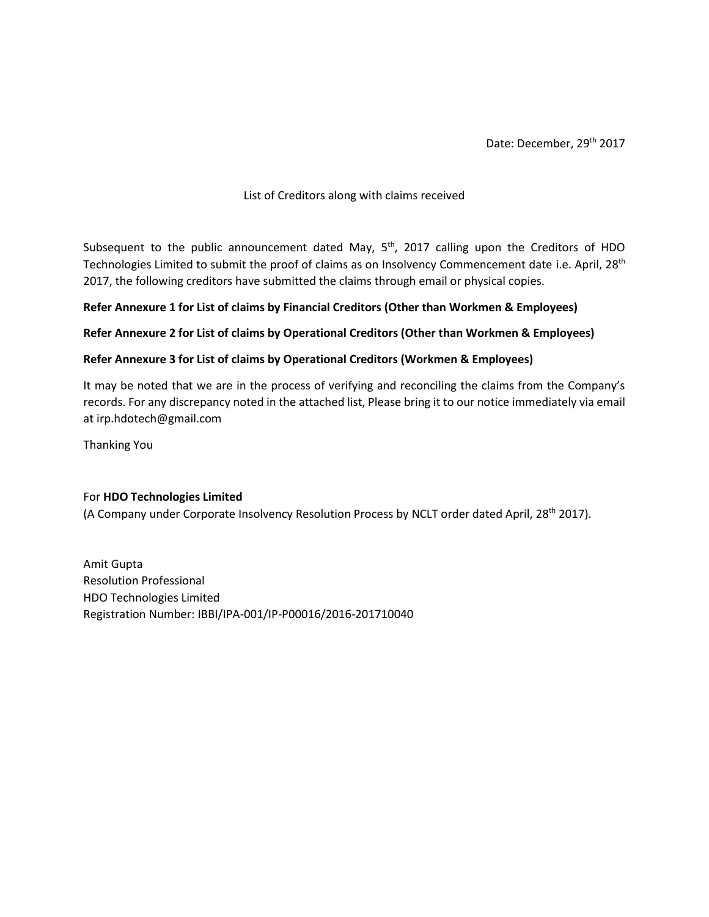Date: December, 29th 2017

List of Creditors along with claims received

Subsequent to the public announcement dated May, 5th, 2017 calling upon the Creditors of HDO Technologies Limited to submit the proof of claims as on Insolvency Commencement date i.e. April, 28th 2017, the following creditors have submitted the claims through email or physical copies.

**Refer Annexure 1 for List of claims by Financial Creditors (Other than Workmen & Employees)**

**Refer Annexure 2 for List of claims by Operational Creditors (Other than Workmen & Employees)**

**Refer Annexure 3 for List of claims by Operational Creditors (Workmen & Employees)**

It may be noted that we are in the process of verifying and reconciling the claims from the Company's records. For any discrepancy noted in the attached list, Please bring it to our notice immediately via email at irp.hdotech@gmail.com

Thanking You

For **HDO Technologies Limited**
(A Company under Corporate Insolvency Resolution Process by NCLT order dated April, 28th 2017).

Amit Gupta
Resolution Professional
HDO Technologies Limited
Registration Number: IBBI/IPA-001/IP-P00016/2016-201710040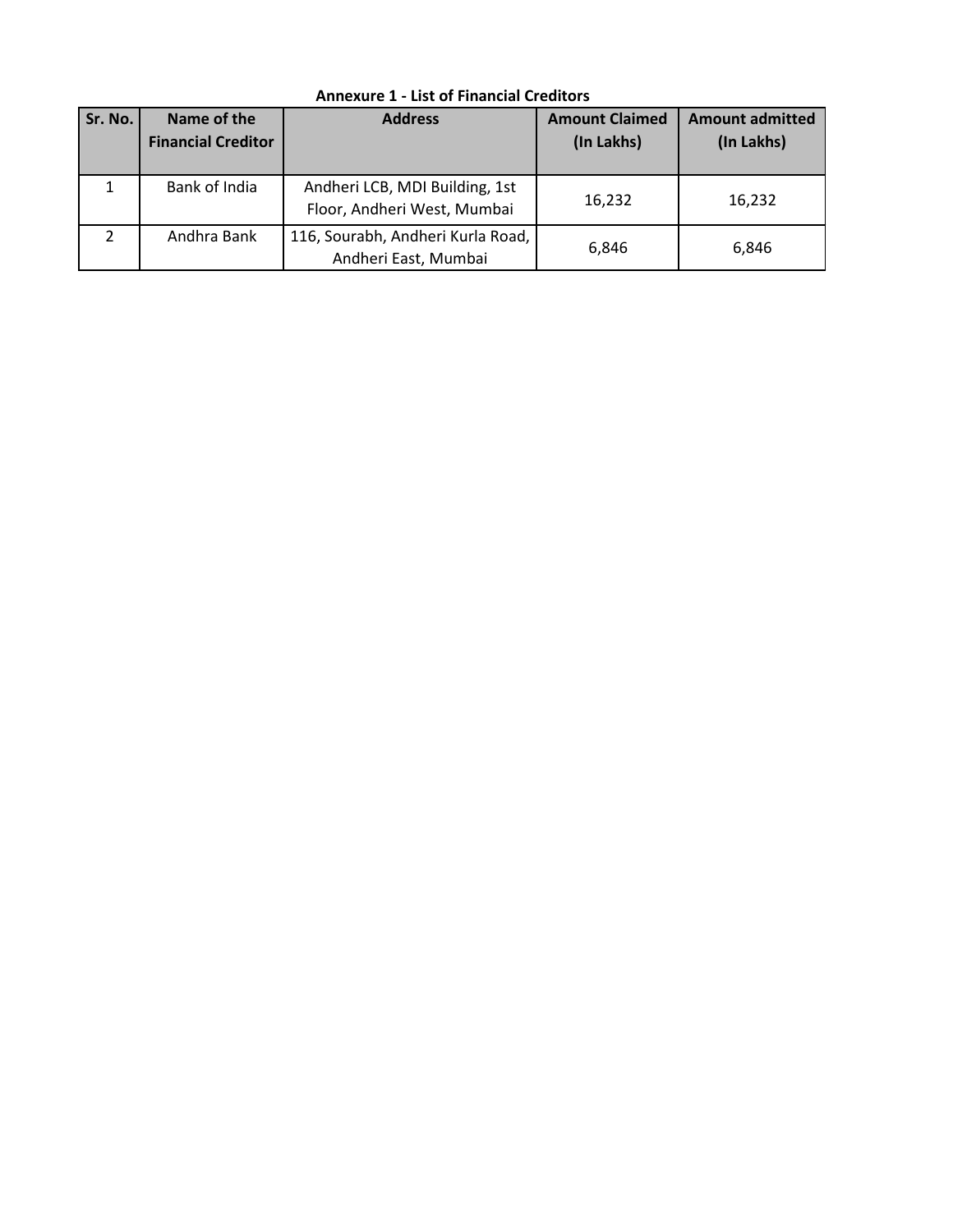**Annexure 1 - List of Financial Creditors**

| Sr. No. | Name of the Financial Creditor | Address | Amount Claimed (In Lakhs) | Amount admitted (In Lakhs) |
|---|---|---|---|---|
| 1 | Bank of India | Andheri LCB, MDI Building, 1st Floor, Andheri West, Mumbai | 16,232 | 16,232 |
| 2 | Andhra Bank | 116, Sourabh, Andheri Kurla Road, Andheri East, Mumbai | 6,846 | 6,846 |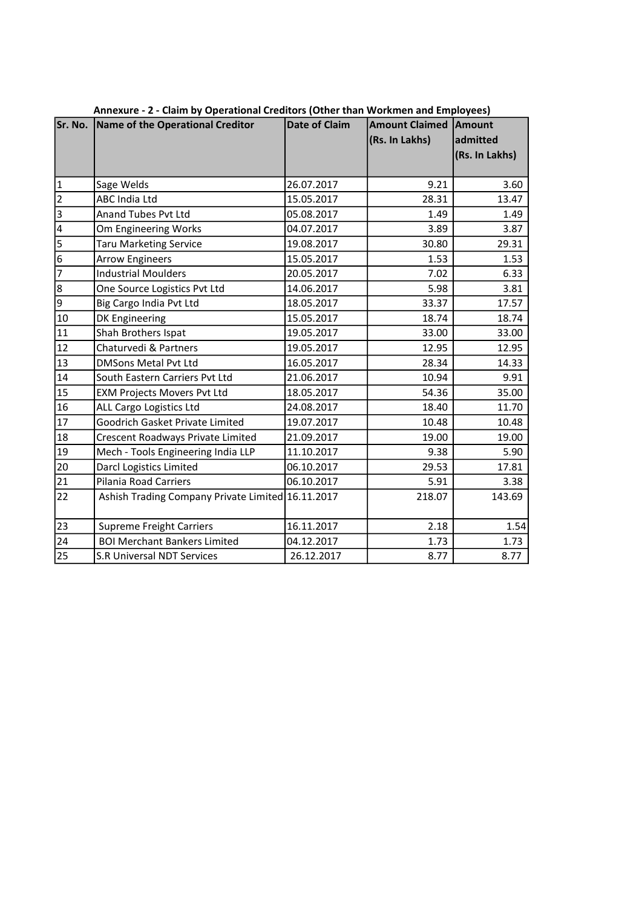**Annexure - 2 - Claim by Operational Creditors (Other than Workmen and Employees)**

| Sr. No. | Name of the Operational Creditor | Date of Claim | Amount Claimed (Rs. In Lakhs) | Amount admitted (Rs. In Lakhs) |
|---|---|---|---|---|
| 1 | Sage Welds | 26.07.2017 | 9.21 | 3.60 |
| 2 | ABC India Ltd | 15.05.2017 | 28.31 | 13.47 |
| 3 | Anand Tubes Pvt Ltd | 05.08.2017 | 1.49 | 1.49 |
| 4 | Om Engineering Works | 04.07.2017 | 3.89 | 3.87 |
| 5 | Taru Marketing Service | 19.08.2017 | 30.80 | 29.31 |
| 6 | Arrow Engineers | 15.05.2017 | 1.53 | 1.53 |
| 7 | Industrial Moulders | 20.05.2017 | 7.02 | 6.33 |
| 8 | One Source Logistics Pvt Ltd | 14.06.2017 | 5.98 | 3.81 |
| 9 | Big Cargo India Pvt Ltd | 18.05.2017 | 33.37 | 17.57 |
| 10 | DK Engineering | 15.05.2017 | 18.74 | 18.74 |
| 11 | Shah Brothers Ispat | 19.05.2017 | 33.00 | 33.00 |
| 12 | Chaturvedi & Partners | 19.05.2017 | 12.95 | 12.95 |
| 13 | DMSons Metal Pvt Ltd | 16.05.2017 | 28.34 | 14.33 |
| 14 | South Eastern Carriers Pvt Ltd | 21.06.2017 | 10.94 | 9.91 |
| 15 | EXM Projects Movers Pvt Ltd | 18.05.2017 | 54.36 | 35.00 |
| 16 | ALL Cargo Logistics Ltd | 24.08.2017 | 18.40 | 11.70 |
| 17 | Goodrich Gasket Private Limited | 19.07.2017 | 10.48 | 10.48 |
| 18 | Crescent Roadways Private Limited | 21.09.2017 | 19.00 | 19.00 |
| 19 | Mech - Tools Engineering India LLP | 11.10.2017 | 9.38 | 5.90 |
| 20 | Darcl Logistics Limited | 06.10.2017 | 29.53 | 17.81 |
| 21 | Pilania Road Carriers | 06.10.2017 | 5.91 | 3.38 |
| 22 | Ashish Trading Company Private Limited | 16.11.2017 | 218.07 | 143.69 |
| 23 | Supreme Freight Carriers | 16.11.2017 | 2.18 | 1.54 |
| 24 | BOI Merchant Bankers Limited | 04.12.2017 | 1.73 | 1.73 |
| 25 | S.R Universal NDT Services | 26.12.2017 | 8.77 | 8.77 |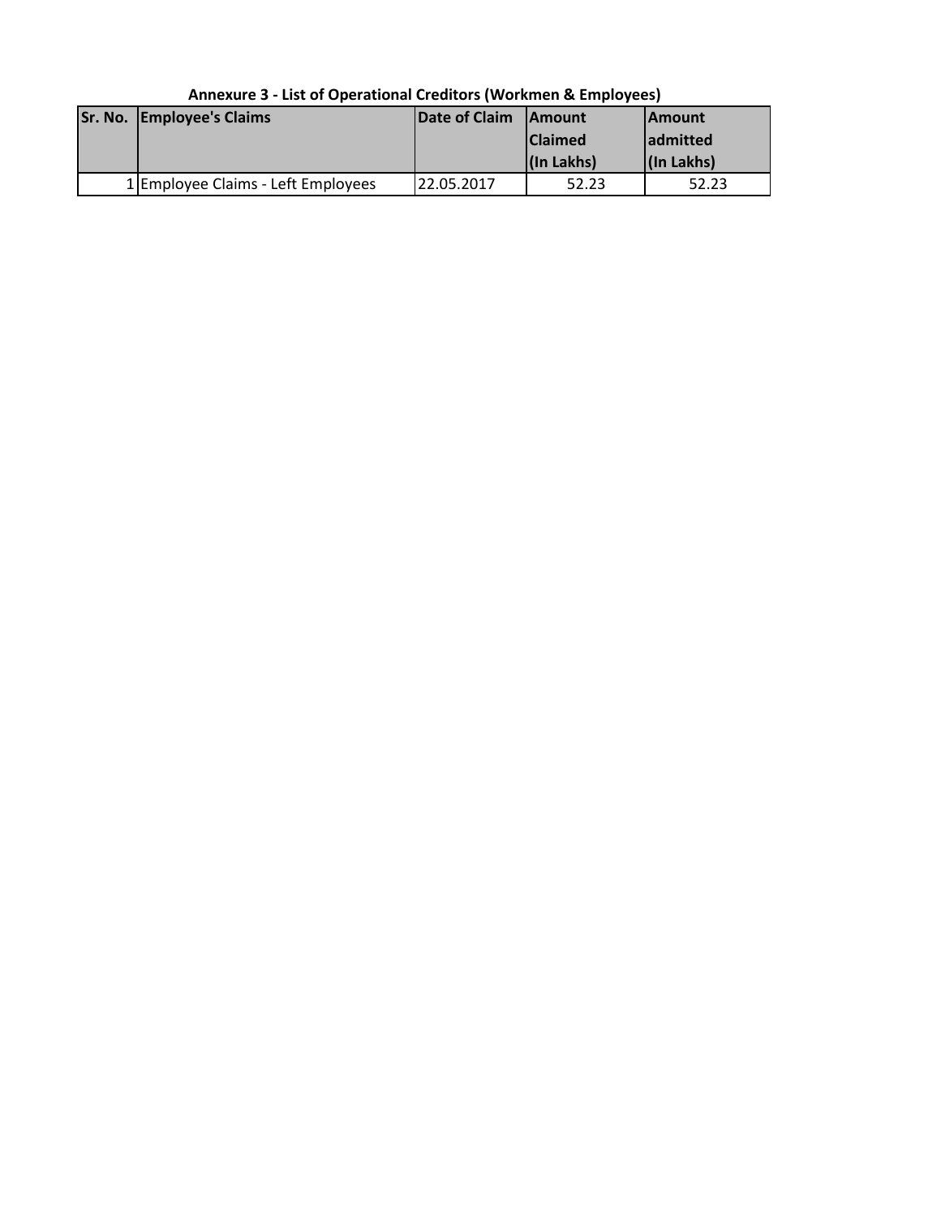**Annexure 3 - List of Operational Creditors (Workmen & Employees)**

| Sr. No. | Employee's Claims | Date of Claim | Amount Claimed (In Lakhs) | Amount admitted (In Lakhs) |
|---|---|---|---|---|
| 1 | Employee Claims - Left Employees | 22.05.2017 | 52.23 | 52.23 |